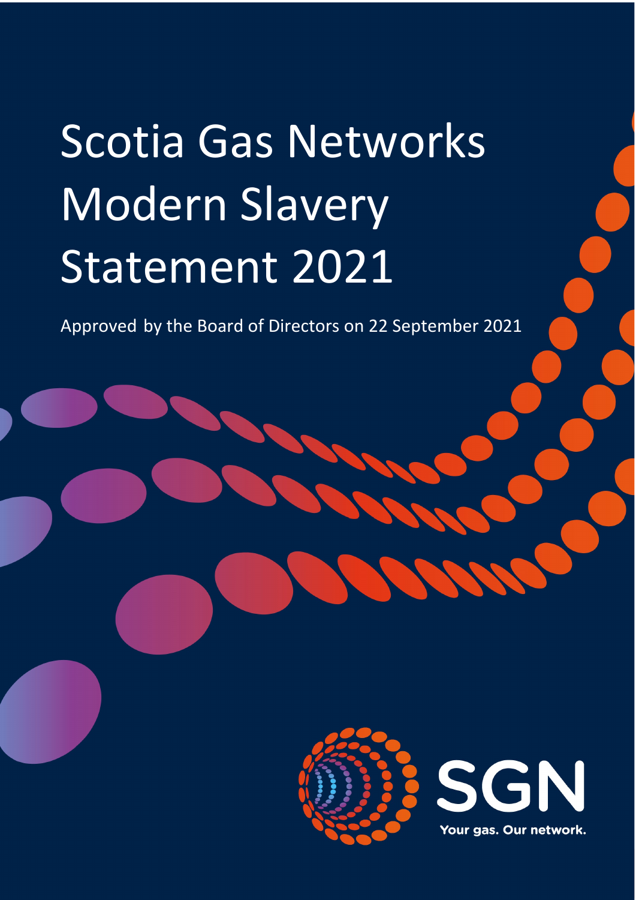# Scotia Gas Networks Modern Slavery Statement 2021

Approved by the Board of Directors on 22 September 2021

SGN

Your gas. Our network.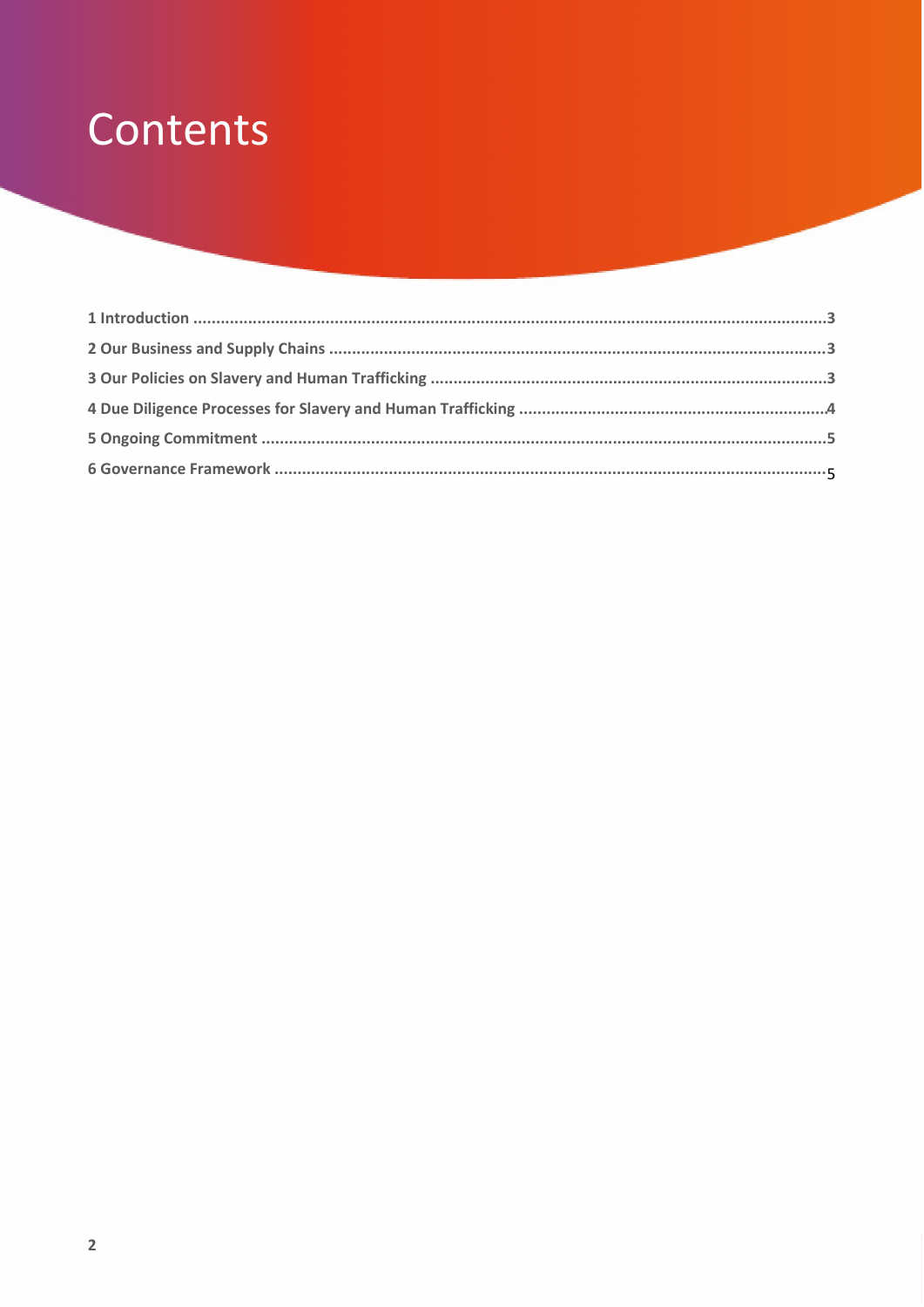# Contents

**1 Introduction** .......................................................................................................................... 3

**2 Our Business and Supply Chains** ........................................................................................... 3

**3 Our Policies on Slavery and Human Trafficking** ..................................................................... 3

**4 Due Diligence Processes for Slavery and Human Trafficking** .................................................. 4

**5 Ongoing Commitment** ............................................................................................................ 5

**6 Governance Framework** ......................................................................................................... 5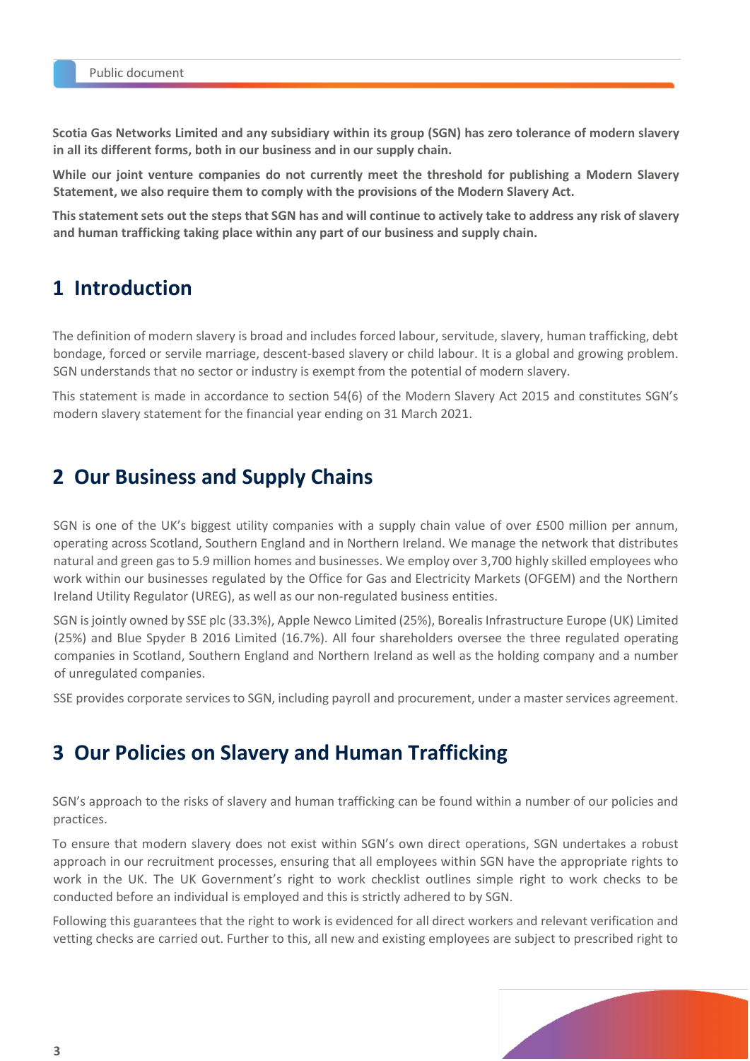**Scotia Gas Networks Limited and any subsidiary within its group (SGN) has zero tolerance of modern slavery in all its different forms, both in our business and in our supply chain.**

**While our joint venture companies do not currently meet the threshold for publishing a Modern Slavery Statement, we also require them to comply with the provisions of the Modern Slavery Act.**

**This statement sets out the steps that SGN has and will continue to actively take to address any risk of slavery and human trafficking taking place within any part of our business and supply chain.**

## 1 Introduction

The definition of modern slavery is broad and includes forced labour, servitude, slavery, human trafficking, debt bondage, forced or servile marriage, descent-based slavery or child labour. It is a global and growing problem. SGN understands that no sector or industry is exempt from the potential of modern slavery.

This statement is made in accordance to section 54(6) of the Modern Slavery Act 2015 and constitutes SGN's modern slavery statement for the financial year ending on 31 March 2021.

## 2 Our Business and Supply Chains

SGN is one of the UK's biggest utility companies with a supply chain value of over £500 million per annum, operating across Scotland, Southern England and in Northern Ireland. We manage the network that distributes natural and green gas to 5.9 million homes and businesses. We employ over 3,700 highly skilled employees who work within our businesses regulated by the Office for Gas and Electricity Markets (OFGEM) and the Northern Ireland Utility Regulator (UREG), as well as our non-regulated business entities.

SGN is jointly owned by SSE plc (33.3%), Apple Newco Limited (25%), Borealis Infrastructure Europe (UK) Limited (25%) and Blue Spyder B 2016 Limited (16.7%). All four shareholders oversee the three regulated operating companies in Scotland, Southern England and Northern Ireland as well as the holding company and a number of unregulated companies.

SSE provides corporate services to SGN, including payroll and procurement, under a master services agreement.

## 3 Our Policies on Slavery and Human Trafficking

SGN's approach to the risks of slavery and human trafficking can be found within a number of our policies and practices.

To ensure that modern slavery does not exist within SGN's own direct operations, SGN undertakes a robust approach in our recruitment processes, ensuring that all employees within SGN have the appropriate rights to work in the UK. The UK Government's right to work checklist outlines simple right to work checks to be conducted before an individual is employed and this is strictly adhered to by SGN.

Following this guarantees that the right to work is evidenced for all direct workers and relevant verification and vetting checks are carried out. Further to this, all new and existing employees are subject to prescribed right to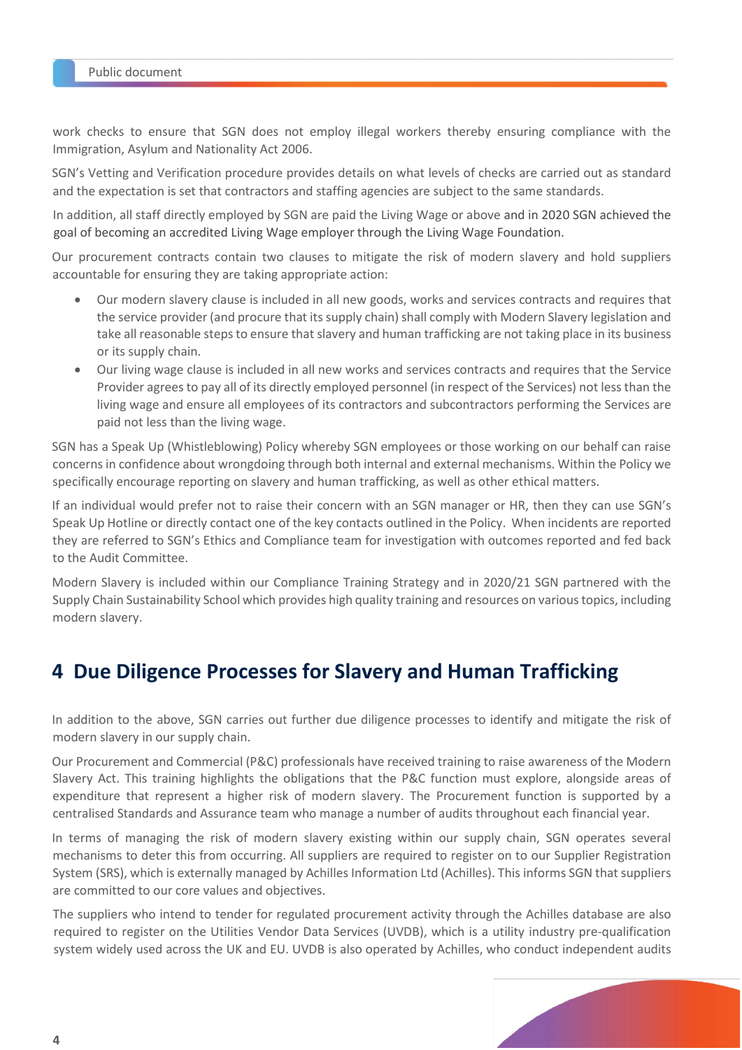work checks to ensure that SGN does not employ illegal workers thereby ensuring compliance with the Immigration, Asylum and Nationality Act 2006.

SGN's Vetting and Verification procedure provides details on what levels of checks are carried out as standard and the expectation is set that contractors and staffing agencies are subject to the same standards.

In addition, all staff directly employed by SGN are paid the Living Wage or above and in 2020 SGN achieved the goal of becoming an accredited Living Wage employer through the Living Wage Foundation.

Our procurement contracts contain two clauses to mitigate the risk of modern slavery and hold suppliers accountable for ensuring they are taking appropriate action:

- Our modern slavery clause is included in all new goods, works and services contracts and requires that the service provider (and procure that its supply chain) shall comply with Modern Slavery legislation and take all reasonable steps to ensure that slavery and human trafficking are not taking place in its business or its supply chain.
- Our living wage clause is included in all new works and services contracts and requires that the Service Provider agrees to pay all of its directly employed personnel (in respect of the Services) not less than the living wage and ensure all employees of its contractors and subcontractors performing the Services are paid not less than the living wage.

SGN has a Speak Up (Whistleblowing) Policy whereby SGN employees or those working on our behalf can raise concerns in confidence about wrongdoing through both internal and external mechanisms. Within the Policy we specifically encourage reporting on slavery and human trafficking, as well as other ethical matters.

If an individual would prefer not to raise their concern with an SGN manager or HR, then they can use SGN's Speak Up Hotline or directly contact one of the key contacts outlined in the Policy. When incidents are reported they are referred to SGN's Ethics and Compliance team for investigation with outcomes reported and fed back to the Audit Committee.

Modern Slavery is included within our Compliance Training Strategy and in 2020/21 SGN partnered with the Supply Chain Sustainability School which provides high quality training and resources on various topics, including modern slavery.

# 4 Due Diligence Processes for Slavery and Human Trafficking

In addition to the above, SGN carries out further due diligence processes to identify and mitigate the risk of modern slavery in our supply chain.

Our Procurement and Commercial (P&C) professionals have received training to raise awareness of the Modern Slavery Act. This training highlights the obligations that the P&C function must explore, alongside areas of expenditure that represent a higher risk of modern slavery. The Procurement function is supported by a centralised Standards and Assurance team who manage a number of audits throughout each financial year.

In terms of managing the risk of modern slavery existing within our supply chain, SGN operates several mechanisms to deter this from occurring. All suppliers are required to register on to our Supplier Registration System (SRS), which is externally managed by Achilles Information Ltd (Achilles). This informs SGN that suppliers are committed to our core values and objectives.

The suppliers who intend to tender for regulated procurement activity through the Achilles database are also required to register on the Utilities Vendor Data Services (UVDB), which is a utility industry pre-qualification system widely used across the UK and EU. UVDB is also operated by Achilles, who conduct independent audits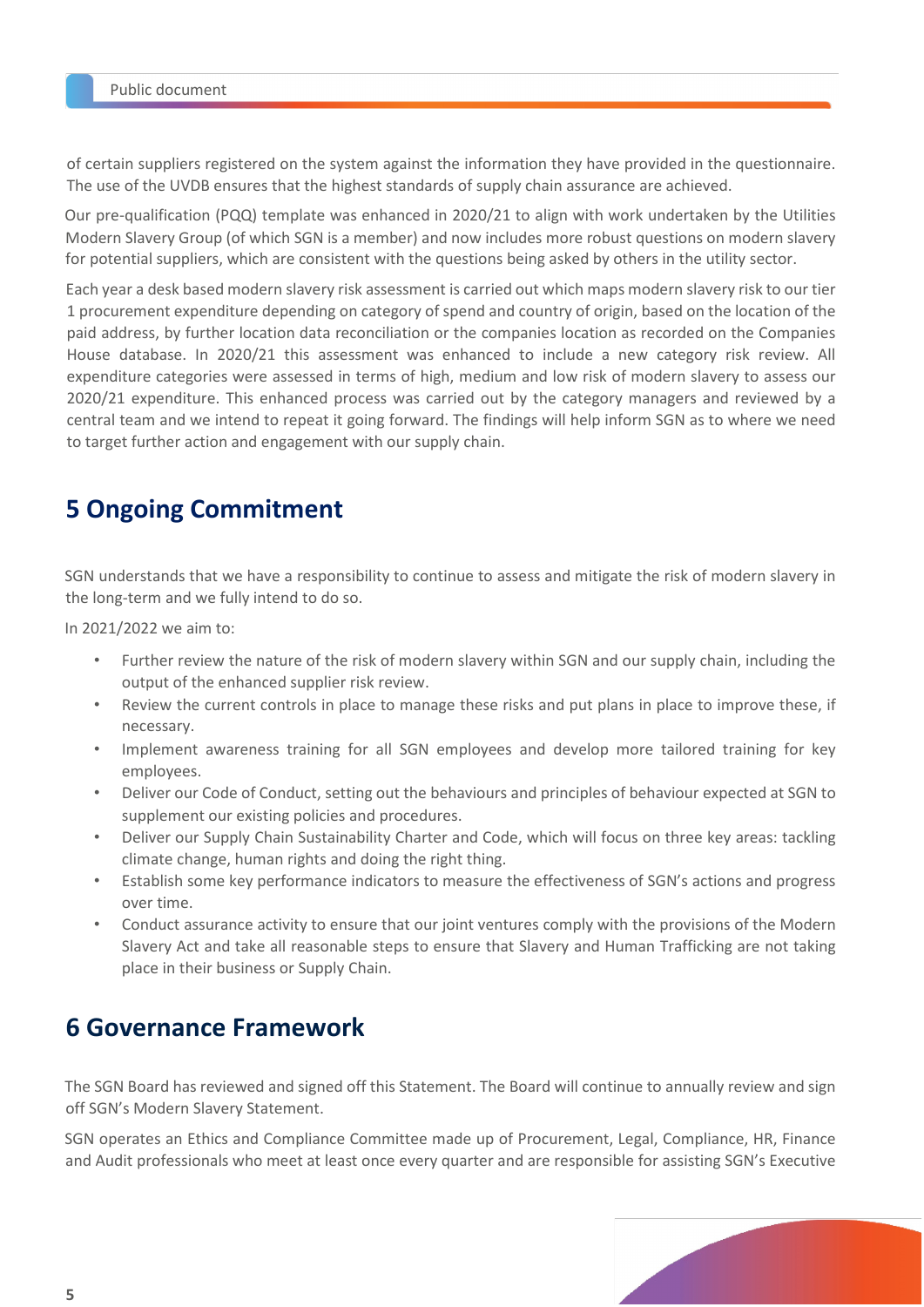of certain suppliers registered on the system against the information they have provided in the questionnaire. The use of the UVDB ensures that the highest standards of supply chain assurance are achieved.

Our pre-qualification (PQQ) template was enhanced in 2020/21 to align with work undertaken by the Utilities Modern Slavery Group (of which SGN is a member) and now includes more robust questions on modern slavery for potential suppliers, which are consistent with the questions being asked by others in the utility sector.

Each year a desk based modern slavery risk assessment is carried out which maps modern slavery risk to our tier 1 procurement expenditure depending on category of spend and country of origin, based on the location of the paid address, by further location data reconciliation or the companies location as recorded on the Companies House database. In 2020/21 this assessment was enhanced to include a new category risk review. All expenditure categories were assessed in terms of high, medium and low risk of modern slavery to assess our 2020/21 expenditure. This enhanced process was carried out by the category managers and reviewed by a central team and we intend to repeat it going forward. The findings will help inform SGN as to where we need to target further action and engagement with our supply chain.

## 5 Ongoing Commitment

SGN understands that we have a responsibility to continue to assess and mitigate the risk of modern slavery in the long-term and we fully intend to do so.

In 2021/2022 we aim to:

- Further review the nature of the risk of modern slavery within SGN and our supply chain, including the output of the enhanced supplier risk review.
- Review the current controls in place to manage these risks and put plans in place to improve these, if necessary.
- Implement awareness training for all SGN employees and develop more tailored training for key employees.
- Deliver our Code of Conduct, setting out the behaviours and principles of behaviour expected at SGN to supplement our existing policies and procedures.
- Deliver our Supply Chain Sustainability Charter and Code, which will focus on three key areas: tackling climate change, human rights and doing the right thing.
- Establish some key performance indicators to measure the effectiveness of SGN's actions and progress over time.
- Conduct assurance activity to ensure that our joint ventures comply with the provisions of the Modern Slavery Act and take all reasonable steps to ensure that Slavery and Human Trafficking are not taking place in their business or Supply Chain.

## 6 Governance Framework

The SGN Board has reviewed and signed off this Statement. The Board will continue to annually review and sign off SGN's Modern Slavery Statement.

SGN operates an Ethics and Compliance Committee made up of Procurement, Legal, Compliance, HR, Finance and Audit professionals who meet at least once every quarter and are responsible for assisting SGN's Executive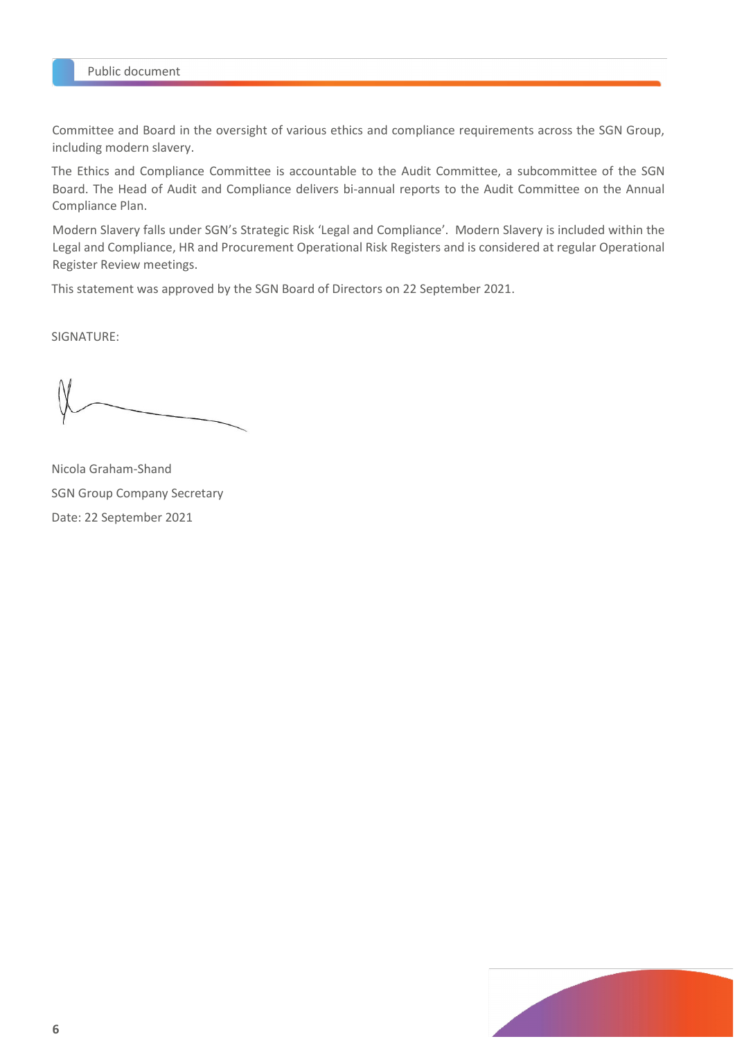Committee and Board in the oversight of various ethics and compliance requirements across the SGN Group, including modern slavery.

The Ethics and Compliance Committee is accountable to the Audit Committee, a subcommittee of the SGN Board. The Head of Audit and Compliance delivers bi-annual reports to the Audit Committee on the Annual Compliance Plan.

Modern Slavery falls under SGN's Strategic Risk 'Legal and Compliance'. Modern Slavery is included within the Legal and Compliance, HR and Procurement Operational Risk Registers and is considered at regular Operational Register Review meetings.

This statement was approved by the SGN Board of Directors on 22 September 2021.

SIGNATURE:

Nicola Graham-Shand

SGN Group Company Secretary

Date: 22 September 2021